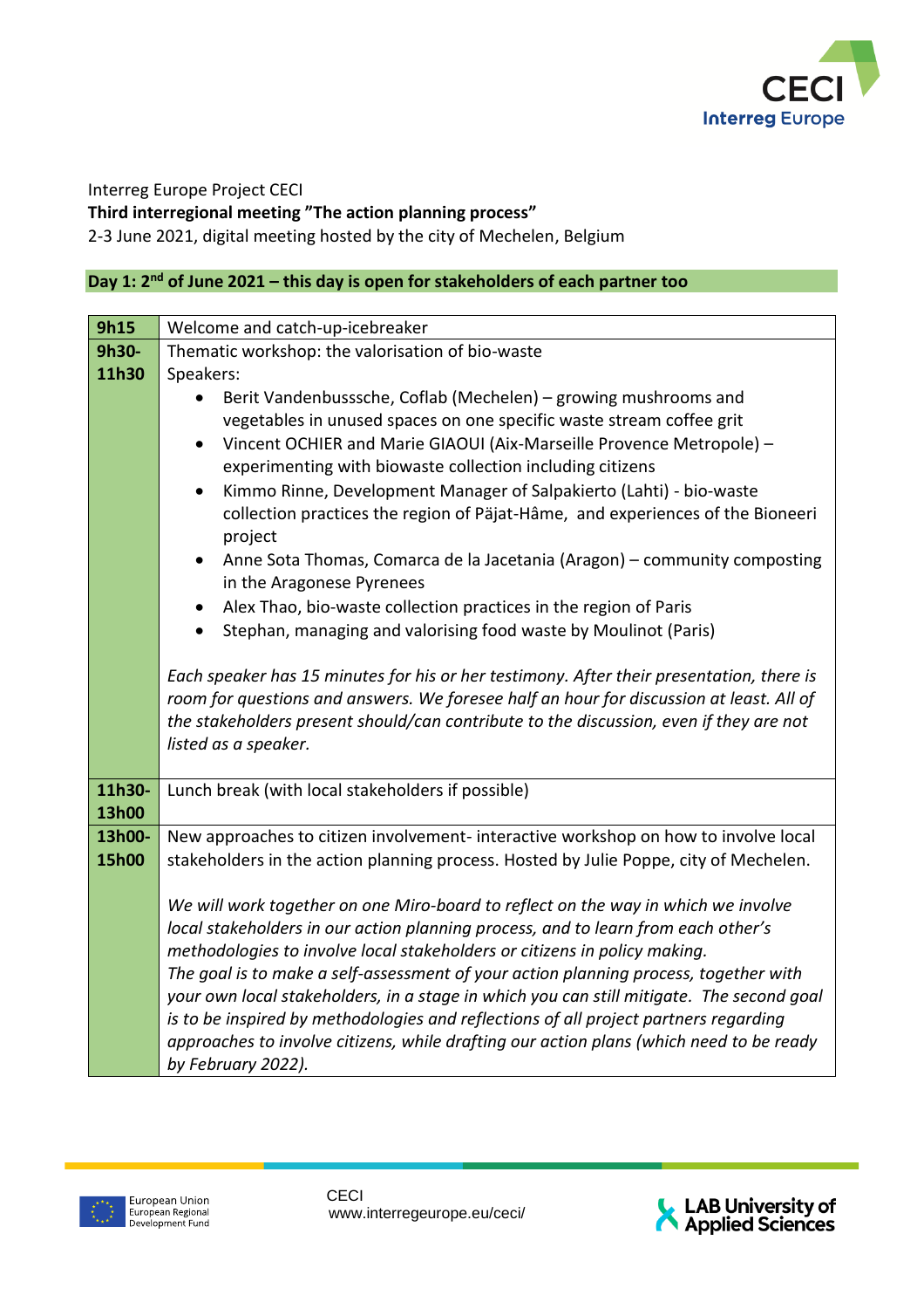Interreg Europe Project CECI

**Third interregional meeting "The action planning process"**

2-3 June 2021, digital meeting hosted by the city of Mechelen, Belgium

## Day 1: 2nd of June 2021 – this day is open for stakeholders of each partner too

| Time | Programme |
|---|---|
| **9h15** | Welcome and catch-up-icebreaker |
| **9h30-11h30** | Thematic workshop: the valorisation of bio-waste<br>Speakers:<br>• Berit Vandenbusssche, Coflab (Mechelen) – growing mushrooms and vegetables in unused spaces on one specific waste stream coffee grit<br>• Vincent OCHIER and Marie GIAOUI (Aix-Marseille Provence Metropole) – experimenting with biowaste collection including citizens<br>• Kimmo Rinne, Development Manager of Salpakierto (Lahti) - bio-waste collection practices the region of Päjat-Hâme, and experiences of the Bioneeri project<br>• Anne Sota Thomas, Comarca de la Jacetania (Aragon) – community composting in the Aragonese Pyrenees<br>• Alex Thao, bio-waste collection practices in the region of Paris<br>• Stephan, managing and valorising food waste by Moulinot (Paris)<br><br>*Each speaker has 15 minutes for his or her testimony. After their presentation, there is room for questions and answers. We foresee half an hour for discussion at least. All of the stakeholders present should/can contribute to the discussion, even if they are not listed as a speaker.* |
| **11h30-13h00** | Lunch break (with local stakeholders if possible) |
| **13h00-15h00** | New approaches to citizen involvement- interactive workshop on how to involve local stakeholders in the action planning process. Hosted by Julie Poppe, city of Mechelen.<br><br>*We will work together on one Miro-board to reflect on the way in which we involve local stakeholders in our action planning process, and to learn from each other's methodologies to involve local stakeholders or citizens in policy making.*<br>*The goal is to make a self-assessment of your action planning process, together with your own local stakeholders, in a stage in which you can still mitigate. The second goal is to be inspired by methodologies and reflections of all project partners regarding approaches to involve citizens, while drafting our action plans (which need to be ready by February 2022).* |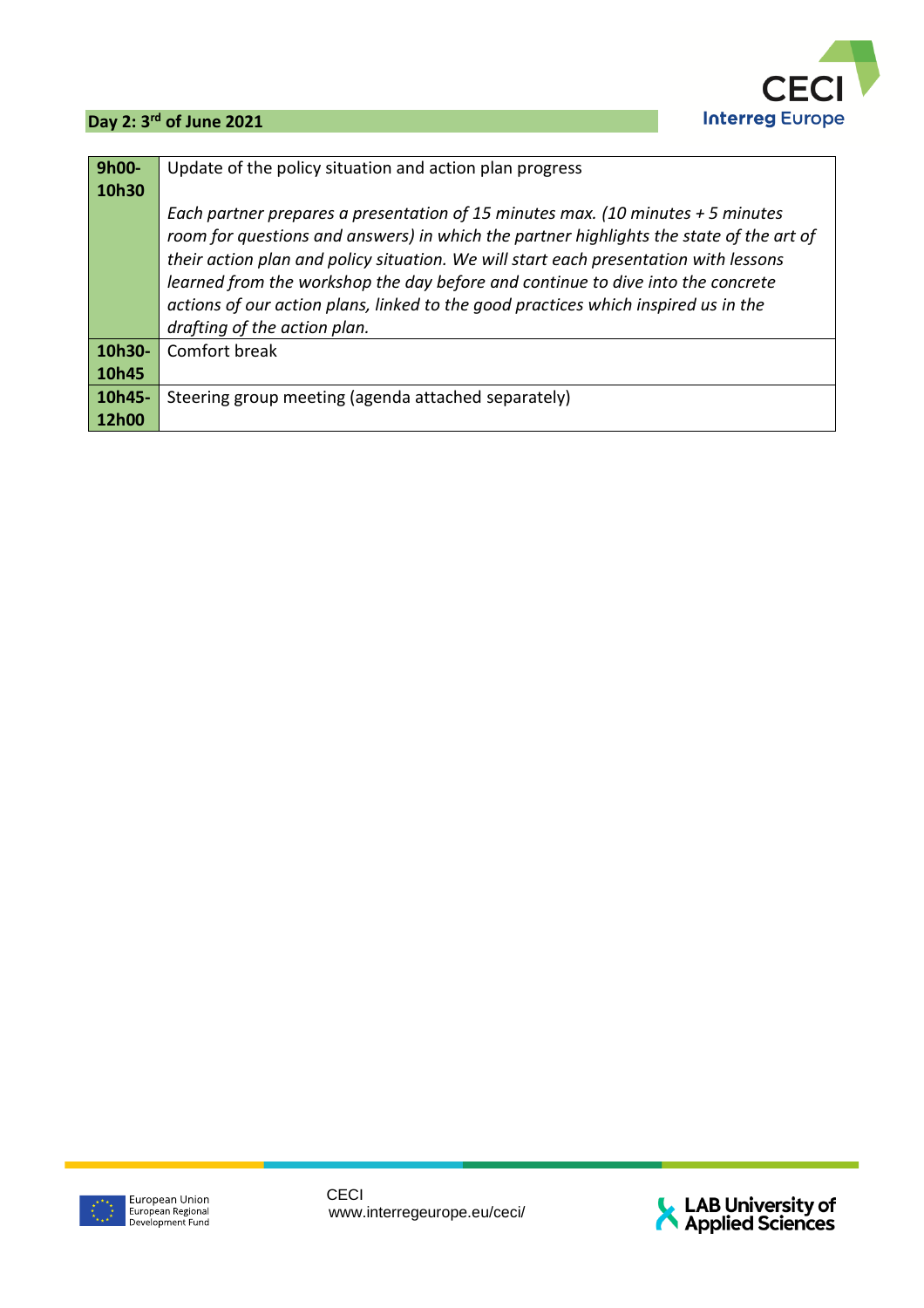**Day 2: 3rd of June 2021**

| | |
|---|---|
| **9h00-10h30** | Update of the policy situation and action plan progress<br><br>*Each partner prepares a presentation of 15 minutes max. (10 minutes + 5 minutes room for questions and answers) in which the partner highlights the state of the art of their action plan and policy situation. We will start each presentation with lessons learned from the workshop the day before and continue to dive into the concrete actions of our action plans, linked to the good practices which inspired us in the drafting of the action plan.* |
| **10h30-10h45** | Comfort break |
| **10h45-12h00** | Steering group meeting (agenda attached separately) |